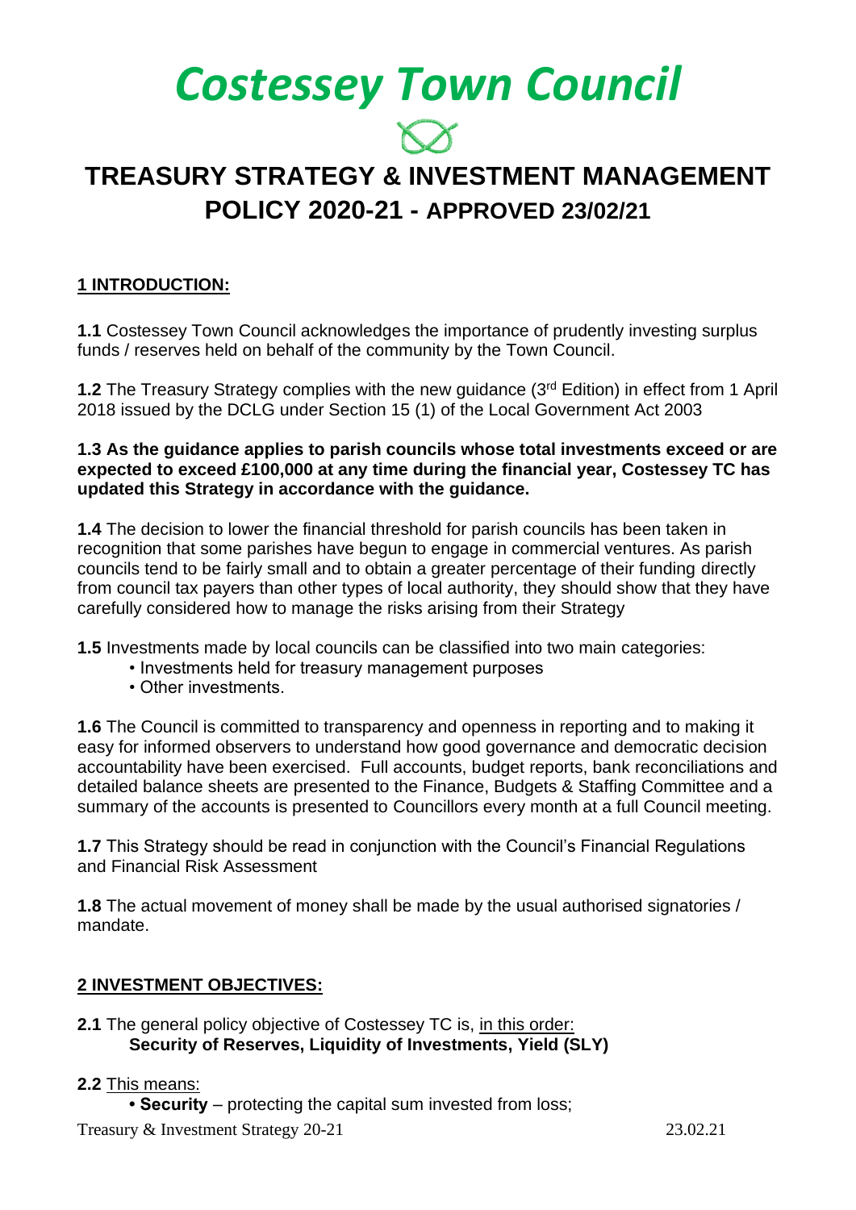# Costessey Town Council

## TREASURY STRATEGY & INVESTMENT MANAGEMENT POLICY 2020-21 - APPROVED 23/02/21

### 1 INTRODUCTION:

**1.1** Costessey Town Council acknowledges the importance of prudently investing surplus funds / reserves held on behalf of the community by the Town Council.

**1.2** The Treasury Strategy complies with the new guidance (3rd Edition) in effect from 1 April 2018 issued by the DCLG under Section 15 (1) of the Local Government Act 2003

**1.3 As the guidance applies to parish councils whose total investments exceed or are expected to exceed £100,000 at any time during the financial year, Costessey TC has updated this Strategy in accordance with the guidance.**

**1.4** The decision to lower the financial threshold for parish councils has been taken in recognition that some parishes have begun to engage in commercial ventures. As parish councils tend to be fairly small and to obtain a greater percentage of their funding directly from council tax payers than other types of local authority, they should show that they have carefully considered how to manage the risks arising from their Strategy

**1.5** Investments made by local councils can be classified into two main categories:

- Investments held for treasury management purposes
- Other investments.

**1.6** The Council is committed to transparency and openness in reporting and to making it easy for informed observers to understand how good governance and democratic decision accountability have been exercised. Full accounts, budget reports, bank reconciliations and detailed balance sheets are presented to the Finance, Budgets & Staffing Committee and a summary of the accounts is presented to Councillors every month at a full Council meeting.

**1.7** This Strategy should be read in conjunction with the Council's Financial Regulations and Financial Risk Assessment

**1.8** The actual movement of money shall be made by the usual authorised signatories / mandate.

### 2 INVESTMENT OBJECTIVES:

**2.1** The general policy objective of Costessey TC is, in this order:
**Security of Reserves, Liquidity of Investments, Yield (SLY)**

**2.2** This means:

- **Security** – protecting the capital sum invested from loss;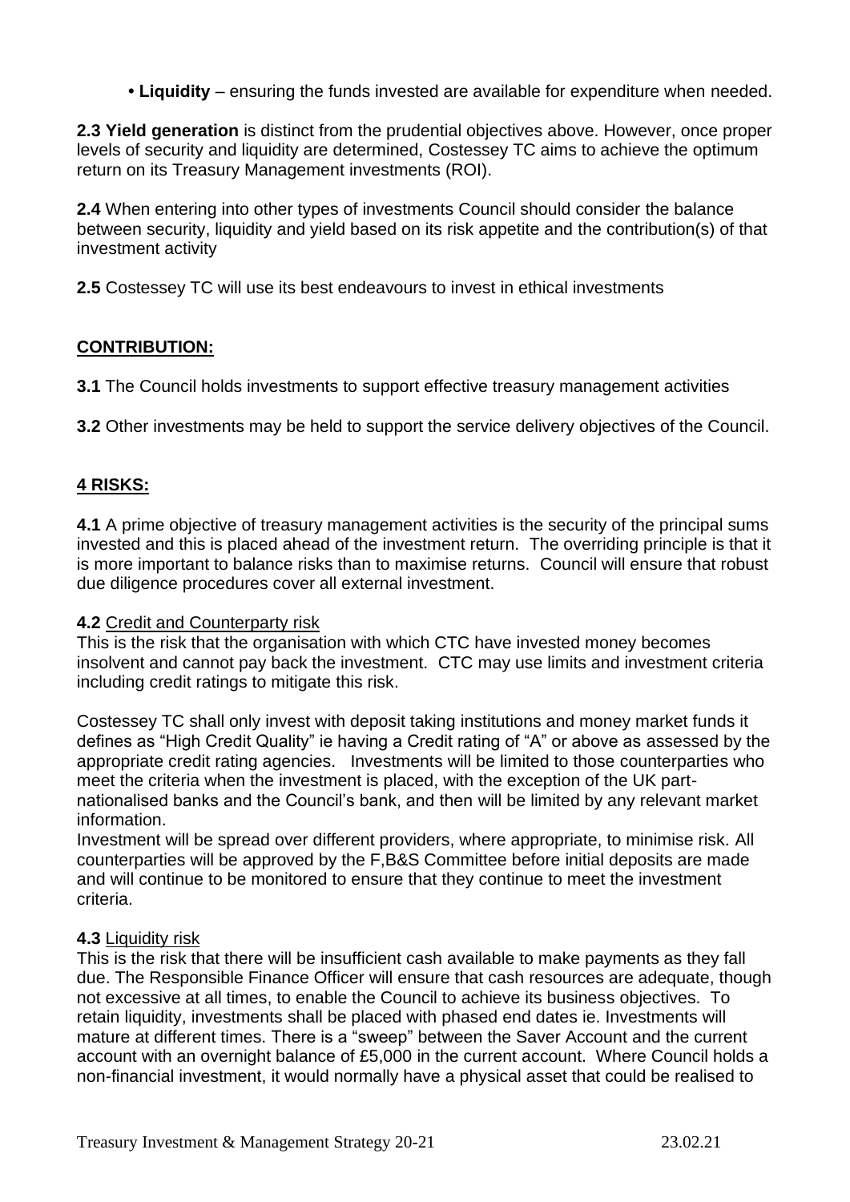- **Liquidity** – ensuring the funds invested are available for expenditure when needed.

**2.3 Yield generation** is distinct from the prudential objectives above. However, once proper levels of security and liquidity are determined, Costessey TC aims to achieve the optimum return on its Treasury Management investments (ROI).

**2.4** When entering into other types of investments Council should consider the balance between security, liquidity and yield based on its risk appetite and the contribution(s) of that investment activity

**2.5** Costessey TC will use its best endeavours to invest in ethical investments

## CONTRIBUTION:

**3.1** The Council holds investments to support effective treasury management activities

**3.2** Other investments may be held to support the service delivery objectives of the Council.

## 4 RISKS:

**4.1** A prime objective of treasury management activities is the security of the principal sums invested and this is placed ahead of the investment return. The overriding principle is that it is more important to balance risks than to maximise returns. Council will ensure that robust due diligence procedures cover all external investment.

**4.2** Credit and Counterparty risk

This is the risk that the organisation with which CTC have invested money becomes insolvent and cannot pay back the investment. CTC may use limits and investment criteria including credit ratings to mitigate this risk.

Costessey TC shall only invest with deposit taking institutions and money market funds it defines as "High Credit Quality" ie having a Credit rating of "A" or above as assessed by the appropriate credit rating agencies. Investments will be limited to those counterparties who meet the criteria when the investment is placed, with the exception of the UK part-nationalised banks and the Council's bank, and then will be limited by any relevant market information.

Investment will be spread over different providers, where appropriate, to minimise risk. All counterparties will be approved by the F,B&S Committee before initial deposits are made and will continue to be monitored to ensure that they continue to meet the investment criteria.

**4.3** Liquidity risk

This is the risk that there will be insufficient cash available to make payments as they fall due. The Responsible Finance Officer will ensure that cash resources are adequate, though not excessive at all times, to enable the Council to achieve its business objectives. To retain liquidity, investments shall be placed with phased end dates ie. Investments will mature at different times. There is a "sweep" between the Saver Account and the current account with an overnight balance of £5,000 in the current account. Where Council holds a non-financial investment, it would normally have a physical asset that could be realised to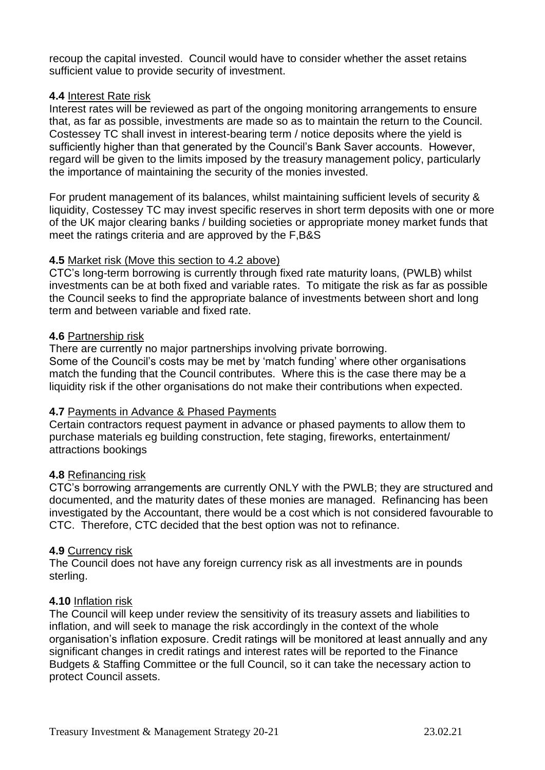recoup the capital invested. Council would have to consider whether the asset retains sufficient value to provide security of investment.

**4.4** Interest Rate risk

Interest rates will be reviewed as part of the ongoing monitoring arrangements to ensure that, as far as possible, investments are made so as to maintain the return to the Council. Costessey TC shall invest in interest-bearing term / notice deposits where the yield is sufficiently higher than that generated by the Council's Bank Saver accounts. However, regard will be given to the limits imposed by the treasury management policy, particularly the importance of maintaining the security of the monies invested.

For prudent management of its balances, whilst maintaining sufficient levels of security & liquidity, Costessey TC may invest specific reserves in short term deposits with one or more of the UK major clearing banks / building societies or appropriate money market funds that meet the ratings criteria and are approved by the F,B&S

**4.5** Market risk (Move this section to 4.2 above)

CTC's long-term borrowing is currently through fixed rate maturity loans, (PWLB) whilst investments can be at both fixed and variable rates. To mitigate the risk as far as possible the Council seeks to find the appropriate balance of investments between short and long term and between variable and fixed rate.

**4.6** Partnership risk

There are currently no major partnerships involving private borrowing.
Some of the Council's costs may be met by 'match funding' where other organisations match the funding that the Council contributes. Where this is the case there may be a liquidity risk if the other organisations do not make their contributions when expected.

**4.7** Payments in Advance & Phased Payments

Certain contractors request payment in advance or phased payments to allow them to purchase materials eg building construction, fete staging, fireworks, entertainment/ attractions bookings

**4.8** Refinancing risk

CTC's borrowing arrangements are currently ONLY with the PWLB; they are structured and documented, and the maturity dates of these monies are managed. Refinancing has been investigated by the Accountant, there would be a cost which is not considered favourable to CTC. Therefore, CTC decided that the best option was not to refinance.

**4.9** Currency risk

The Council does not have any foreign currency risk as all investments are in pounds sterling.

**4.10** Inflation risk

The Council will keep under review the sensitivity of its treasury assets and liabilities to inflation, and will seek to manage the risk accordingly in the context of the whole organisation's inflation exposure. Credit ratings will be monitored at least annually and any significant changes in credit ratings and interest rates will be reported to the Finance Budgets & Staffing Committee or the full Council, so it can take the necessary action to protect Council assets.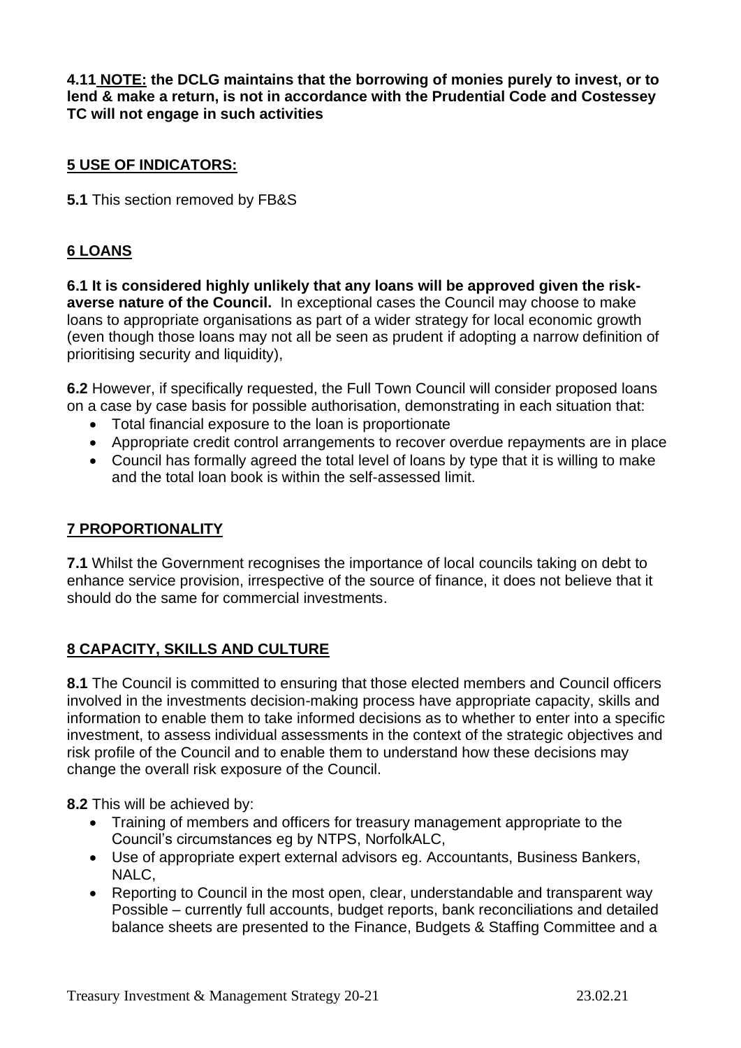**4.11 NOTE: the DCLG maintains that the borrowing of monies purely to invest, or to lend & make a return, is not in accordance with the Prudential Code and Costessey TC will not engage in such activities**

## 5 USE OF INDICATORS:

**5.1** This section removed by FB&S

## 6 LOANS

**6.1 It is considered highly unlikely that any loans will be approved given the risk-averse nature of the Council.** In exceptional cases the Council may choose to make loans to appropriate organisations as part of a wider strategy for local economic growth (even though those loans may not all be seen as prudent if adopting a narrow definition of prioritising security and liquidity),

**6.2** However, if specifically requested, the Full Town Council will consider proposed loans on a case by case basis for possible authorisation, demonstrating in each situation that:

- Total financial exposure to the loan is proportionate
- Appropriate credit control arrangements to recover overdue repayments are in place
- Council has formally agreed the total level of loans by type that it is willing to make and the total loan book is within the self-assessed limit.

## 7 PROPORTIONALITY

**7.1** Whilst the Government recognises the importance of local councils taking on debt to enhance service provision, irrespective of the source of finance, it does not believe that it should do the same for commercial investments.

## 8 CAPACITY, SKILLS AND CULTURE

**8.1** The Council is committed to ensuring that those elected members and Council officers involved in the investments decision-making process have appropriate capacity, skills and information to enable them to take informed decisions as to whether to enter into a specific investment, to assess individual assessments in the context of the strategic objectives and risk profile of the Council and to enable them to understand how these decisions may change the overall risk exposure of the Council.

**8.2** This will be achieved by:

- Training of members and officers for treasury management appropriate to the Council's circumstances eg by NTPS, NorfolkALC,
- Use of appropriate expert external advisors eg. Accountants, Business Bankers, NALC,
- Reporting to Council in the most open, clear, understandable and transparent way Possible – currently full accounts, budget reports, bank reconciliations and detailed balance sheets are presented to the Finance, Budgets & Staffing Committee and a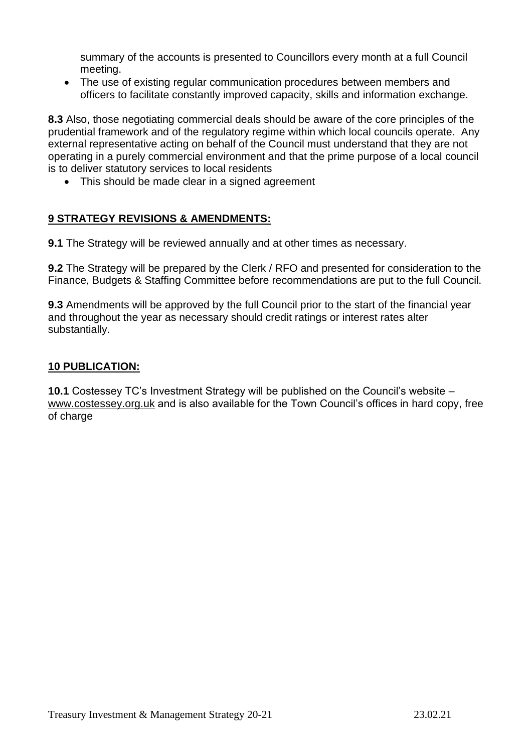summary of the accounts is presented to Councillors every month at a full Council meeting.

- The use of existing regular communication procedures between members and officers to facilitate constantly improved capacity, skills and information exchange.

**8.3** Also, those negotiating commercial deals should be aware of the core principles of the prudential framework and of the regulatory regime within which local councils operate. Any external representative acting on behalf of the Council must understand that they are not operating in a purely commercial environment and that the prime purpose of a local council is to deliver statutory services to local residents

- This should be made clear in a signed agreement

## 9 STRATEGY REVISIONS & AMENDMENTS:

**9.1** The Strategy will be reviewed annually and at other times as necessary.

**9.2** The Strategy will be prepared by the Clerk / RFO and presented for consideration to the Finance, Budgets & Staffing Committee before recommendations are put to the full Council.

**9.3** Amendments will be approved by the full Council prior to the start of the financial year and throughout the year as necessary should credit ratings or interest rates alter substantially.

## 10 PUBLICATION:

**10.1** Costessey TC's Investment Strategy will be published on the Council's website – www.costessey.org.uk and is also available for the Town Council's offices in hard copy, free of charge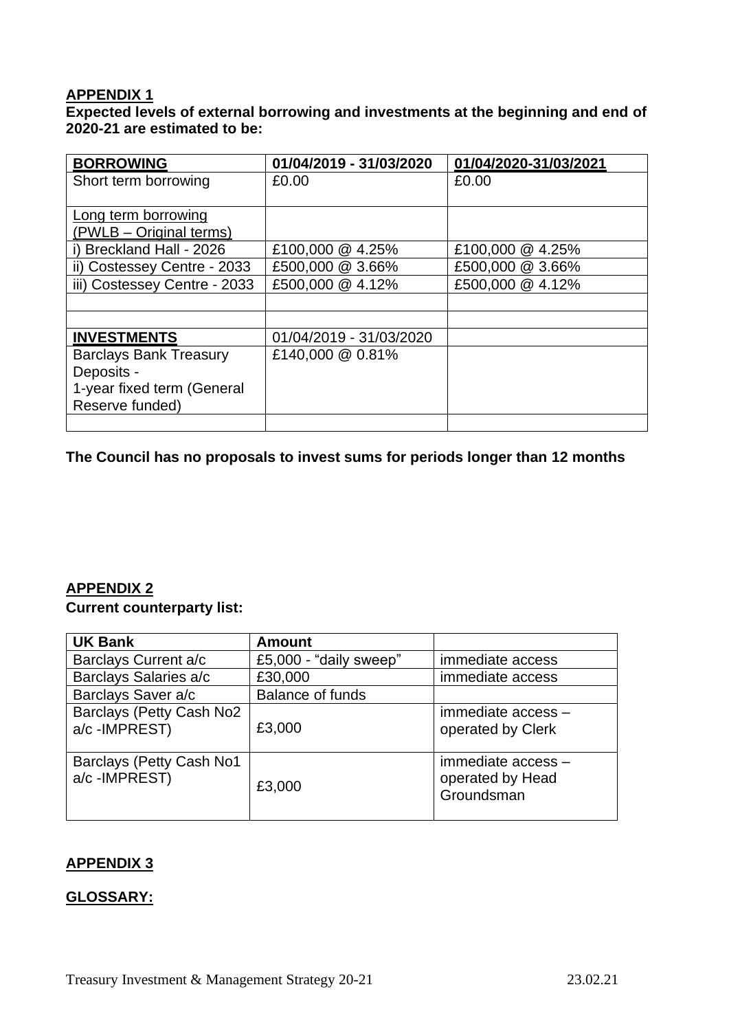## APPENDIX 1

**Expected levels of external borrowing and investments at the beginning and end of 2020-21 are estimated to be:**

| BORROWING | 01/04/2019 - 31/03/2020 | 01/04/2020-31/03/2021 |
|---|---|---|
| Short term borrowing | £0.00 | £0.00 |
| Long term borrowing (PWLB – Original terms) | | |
| i) Breckland Hall - 2026 | £100,000 @ 4.25% | £100,000 @ 4.25% |
| ii) Costessey Centre - 2033 | £500,000 @ 3.66% | £500,000 @ 3.66% |
| iii) Costessey Centre - 2033 | £500,000 @ 4.12% | £500,000 @ 4.12% |
| | | |
| | | |
| **INVESTMENTS** | 01/04/2019 - 31/03/2020 | |
| Barclays Bank Treasury Deposits - 1-year fixed term (General Reserve funded) | £140,000 @ 0.81% | |
| | | |

**The Council has no proposals to invest sums for periods longer than 12 months**

## APPENDIX 2

**Current counterparty list:**

| UK Bank | Amount | |
|---|---|---|
| Barclays Current a/c | £5,000 - "daily sweep" | immediate access |
| Barclays Salaries a/c | £30,000 | immediate access |
| Barclays Saver a/c | Balance of funds | |
| Barclays (Petty Cash No2 a/c -IMPREST) | £3,000 | immediate access – operated by Clerk |
| Barclays (Petty Cash No1 a/c -IMPREST) | £3,000 | immediate access – operated by Head Groundsman |

## APPENDIX 3

**GLOSSARY:**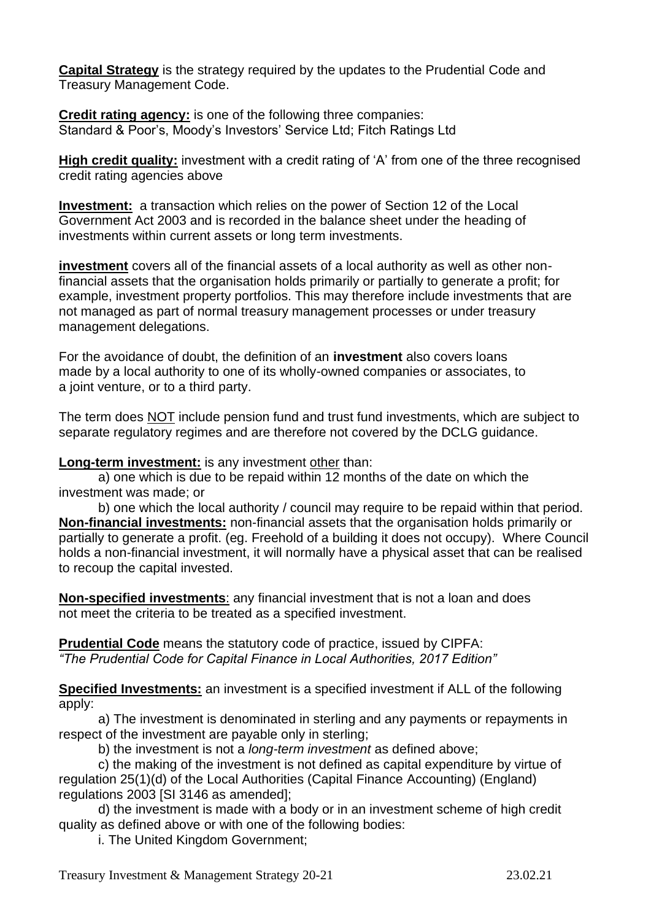**Capital Strategy** is the strategy required by the updates to the Prudential Code and Treasury Management Code.

**Credit rating agency:** is one of the following three companies: Standard & Poor's, Moody's Investors' Service Ltd; Fitch Ratings Ltd

**High credit quality:** investment with a credit rating of 'A' from one of the three recognised credit rating agencies above

**Investment:** a transaction which relies on the power of Section 12 of the Local Government Act 2003 and is recorded in the balance sheet under the heading of investments within current assets or long term investments.

**investment** covers all of the financial assets of a local authority as well as other non-financial assets that the organisation holds primarily or partially to generate a profit; for example, investment property portfolios. This may therefore include investments that are not managed as part of normal treasury management processes or under treasury management delegations.

For the avoidance of doubt, the definition of an **investment** also covers loans made by a local authority to one of its wholly-owned companies or associates, to a joint venture, or to a third party.

The term does NOT include pension fund and trust fund investments, which are subject to separate regulatory regimes and are therefore not covered by the DCLG guidance.

**Long-term investment:** is any investment other than:

a) one which is due to be repaid within 12 months of the date on which the investment was made; or

b) one which the local authority / council may require to be repaid within that period.

**Non-financial investments:** non-financial assets that the organisation holds primarily or partially to generate a profit. (eg. Freehold of a building it does not occupy). Where Council holds a non-financial investment, it will normally have a physical asset that can be realised to recoup the capital invested.

**Non-specified investments**: any financial investment that is not a loan and does not meet the criteria to be treated as a specified investment.

**Prudential Code** means the statutory code of practice, issued by CIPFA: *"The Prudential Code for Capital Finance in Local Authorities, 2017 Edition"*

**Specified Investments:** an investment is a specified investment if ALL of the following apply:

a) The investment is denominated in sterling and any payments or repayments in respect of the investment are payable only in sterling;

b) the investment is not a *long-term investment* as defined above;

c) the making of the investment is not defined as capital expenditure by virtue of regulation 25(1)(d) of the Local Authorities (Capital Finance Accounting) (England) regulations 2003 [SI 3146 as amended];

d) the investment is made with a body or in an investment scheme of high credit quality as defined above or with one of the following bodies:

i. The United Kingdom Government;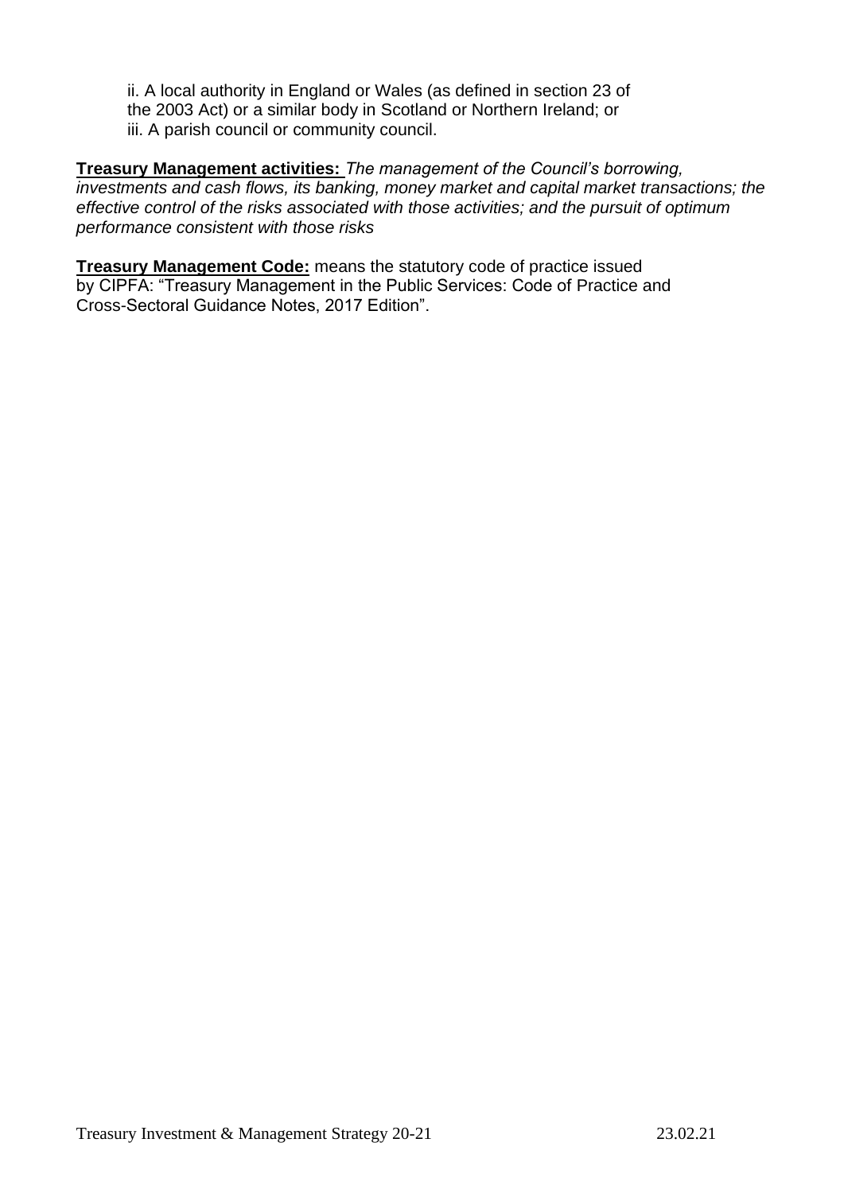ii. A local authority in England or Wales (as defined in section 23 of the 2003 Act) or a similar body in Scotland or Northern Ireland; or
iii. A parish council or community council.

**Treasury Management activities:** *The management of the Council's borrowing, investments and cash flows, its banking, money market and capital market transactions; the effective control of the risks associated with those activities; and the pursuit of optimum performance consistent with those risks*

**Treasury Management Code:** means the statutory code of practice issued by CIPFA: "Treasury Management in the Public Services: Code of Practice and Cross-Sectoral Guidance Notes, 2017 Edition".